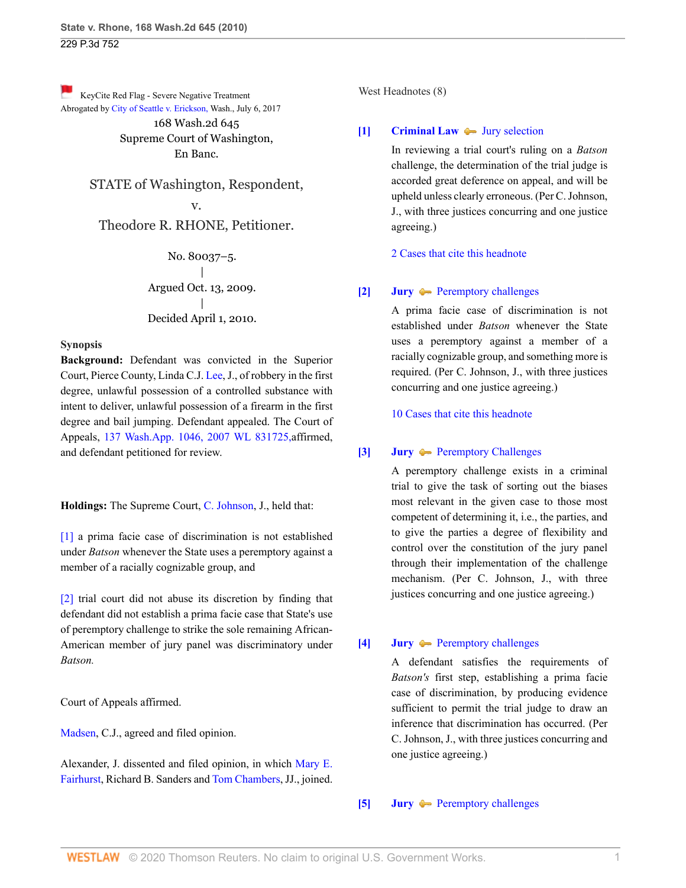KeyCite Red Flag - Severe Negative Treatment
Abrogated by City of Seattle v. Erickson, Wash., July 6, 2017

168 Wash.2d 645
Supreme Court of Washington,
En Banc.

# STATE of Washington, Respondent,
v.
Theodore R. RHONE, Petitioner.

No. 80037–5.
|
Argued Oct. 13, 2009.
|
Decided April 1, 2010.

**Synopsis**

**Background:** Defendant was convicted in the Superior Court, Pierce County, Linda C.J. Lee, J., of robbery in the first degree, unlawful possession of a controlled substance with intent to deliver, unlawful possession of a firearm in the first degree and bail jumping. Defendant appealed. The Court of Appeals, 137 Wash.App. 1046, 2007 WL 831725,affirmed, and defendant petitioned for review.

**Holdings:** The Supreme Court, C. Johnson, J., held that:

[1] a prima facie case of discrimination is not established under *Batson* whenever the State uses a peremptory against a member of a racially cognizable group, and

[2] trial court did not abuse its discretion by finding that defendant did not establish a prima facie case that State's use of peremptory challenge to strike the sole remaining African-American member of jury panel was discriminatory under *Batson.*

Court of Appeals affirmed.

Madsen, C.J., agreed and filed opinion.

Alexander, J. dissented and filed opinion, in which Mary E. Fairhurst, Richard B. Sanders and Tom Chambers, JJ., joined.

West Headnotes (8)

**[1] Criminal Law** — Jury selection

In reviewing a trial court's ruling on a *Batson* challenge, the determination of the trial judge is accorded great deference on appeal, and will be upheld unless clearly erroneous. (Per C. Johnson, J., with three justices concurring and one justice agreeing.)

2 Cases that cite this headnote

**[2] Jury** — Peremptory challenges

A prima facie case of discrimination is not established under *Batson* whenever the State uses a peremptory against a member of a racially cognizable group, and something more is required. (Per C. Johnson, J., with three justices concurring and one justice agreeing.)

10 Cases that cite this headnote

**[3] Jury** — Peremptory Challenges

A peremptory challenge exists in a criminal trial to give the task of sorting out the biases most relevant in the given case to those most competent of determining it, i.e., the parties, and to give the parties a degree of flexibility and control over the constitution of the jury panel through their implementation of the challenge mechanism. (Per C. Johnson, J., with three justices concurring and one justice agreeing.)

**[4] Jury** — Peremptory challenges

A defendant satisfies the requirements of *Batson's* first step, establishing a prima facie case of discrimination, by producing evidence sufficient to permit the trial judge to draw an inference that discrimination has occurred. (Per C. Johnson, J., with three justices concurring and one justice agreeing.)

**[5] Jury** — Peremptory challenges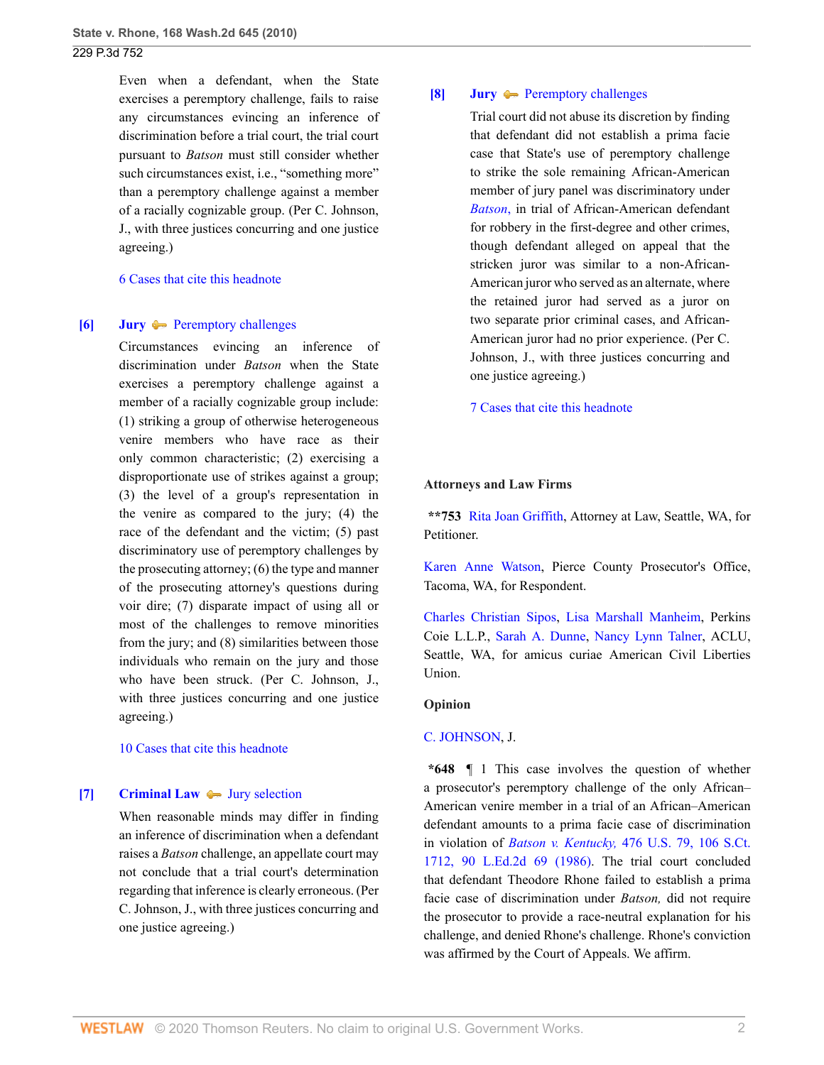Even when a defendant, when the State exercises a peremptory challenge, fails to raise any circumstances evincing an inference of discrimination before a trial court, the trial court pursuant to *Batson* must still consider whether such circumstances exist, i.e., "something more" than a peremptory challenge against a member of a racially cognizable group. (Per C. Johnson, J., with three justices concurring and one justice agreeing.)

6 Cases that cite this headnote

**[6] Jury** — Peremptory challenges

Circumstances evincing an inference of discrimination under *Batson* when the State exercises a peremptory challenge against a member of a racially cognizable group include: (1) striking a group of otherwise heterogeneous venire members who have race as their only common characteristic; (2) exercising a disproportionate use of strikes against a group; (3) the level of a group's representation in the venire as compared to the jury; (4) the race of the defendant and the victim; (5) past discriminatory use of peremptory challenges by the prosecuting attorney; (6) the type and manner of the prosecuting attorney's questions during voir dire; (7) disparate impact of using all or most of the challenges to remove minorities from the jury; and (8) similarities between those individuals who remain on the jury and those who have been struck. (Per C. Johnson, J., with three justices concurring and one justice agreeing.)

10 Cases that cite this headnote

**[7] Criminal Law** — Jury selection

When reasonable minds may differ in finding an inference of discrimination when a defendant raises a *Batson* challenge, an appellate court may not conclude that a trial court's determination regarding that inference is clearly erroneous. (Per C. Johnson, J., with three justices concurring and one justice agreeing.)

**[8] Jury** — Peremptory challenges

Trial court did not abuse its discretion by finding that defendant did not establish a prima facie case that State's use of peremptory challenge to strike the sole remaining African-American member of jury panel was discriminatory under *Batson,* in trial of African-American defendant for robbery in the first-degree and other crimes, though defendant alleged on appeal that the stricken juror was similar to a non-African-American juror who served as an alternate, where the retained juror had served as a juror on two separate prior criminal cases, and African-American juror had no prior experience. (Per C. Johnson, J., with three justices concurring and one justice agreeing.)

7 Cases that cite this headnote

**Attorneys and Law Firms**

**\*\*753** Rita Joan Griffith, Attorney at Law, Seattle, WA, for Petitioner.

Karen Anne Watson, Pierce County Prosecutor's Office, Tacoma, WA, for Respondent.

Charles Christian Sipos, Lisa Marshall Manheim, Perkins Coie L.L.P., Sarah A. Dunne, Nancy Lynn Talner, ACLU, Seattle, WA, for amicus curiae American Civil Liberties Union.

**Opinion**

C. JOHNSON, J.

**\*648** ¶ 1 This case involves the question of whether a prosecutor's peremptory challenge of the only African–American venire member in a trial of an African–American defendant amounts to a prima facie case of discrimination in violation of *Batson v. Kentucky,* 476 U.S. 79, 106 S.Ct. 1712, 90 L.Ed.2d 69 (1986). The trial court concluded that defendant Theodore Rhone failed to establish a prima facie case of discrimination under *Batson,* did not require the prosecutor to provide a race-neutral explanation for his challenge, and denied Rhone's challenge. Rhone's conviction was affirmed by the Court of Appeals. We affirm.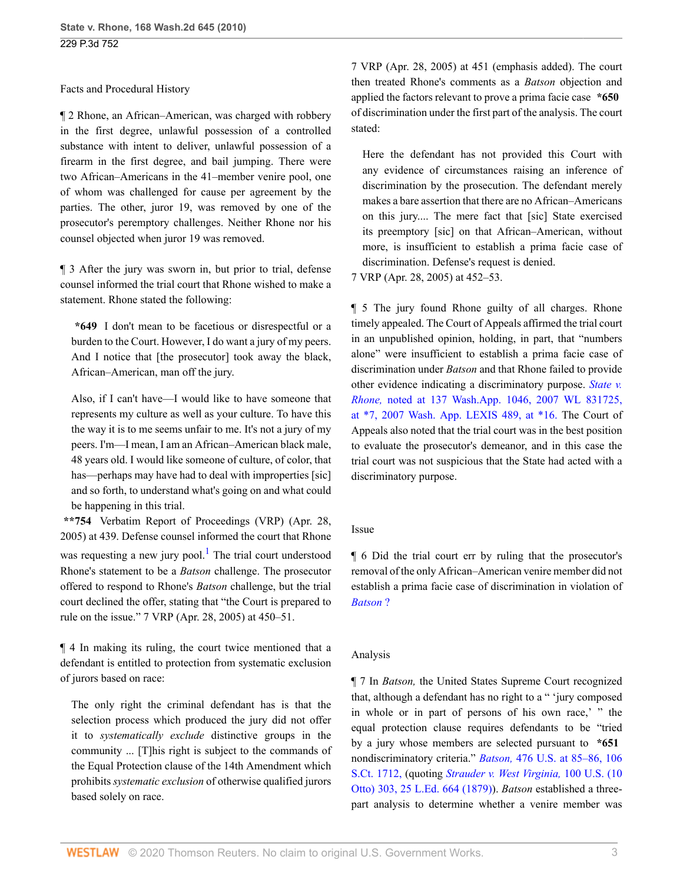Facts and Procedural History

¶ 2 Rhone, an African–American, was charged with robbery in the first degree, unlawful possession of a controlled substance with intent to deliver, unlawful possession of a firearm in the first degree, and bail jumping. There were two African–Americans in the 41–member venire pool, one of whom was challenged for cause per agreement by the parties. The other, juror 19, was removed by one of the prosecutor's peremptory challenges. Neither Rhone nor his counsel objected when juror 19 was removed.

¶ 3 After the jury was sworn in, but prior to trial, defense counsel informed the trial court that Rhone wished to make a statement. Rhone stated the following:

> **\*649** I don't mean to be facetious or disrespectful or a burden to the Court. However, I do want a jury of my peers. And I notice that [the prosecutor] took away the black, African–American, man off the jury.
>
> Also, if I can't have—I would like to have someone that represents my culture as well as your culture. To have this the way it is to me seems unfair to me. It's not a jury of my peers. I'm—I mean, I am an African–American black male, 48 years old. I would like someone of culture, of color, that has—perhaps may have had to deal with improperties [sic] and so forth, to understand what's going on and what could be happening in this trial.

**\*\*754** Verbatim Report of Proceedings (VRP) (Apr. 28, 2005) at 439. Defense counsel informed the court that Rhone was requesting a new jury pool.[1] The trial court understood Rhone's statement to be a *Batson* challenge. The prosecutor offered to respond to Rhone's *Batson* challenge, but the trial court declined the offer, stating that "the Court is prepared to rule on the issue." 7 VRP (Apr. 28, 2005) at 450–51.

¶ 4 In making its ruling, the court twice mentioned that a defendant is entitled to protection from systematic exclusion of jurors based on race:

> The only right the criminal defendant has is that the selection process which produced the jury did not offer it to *systematically exclude* distinctive groups in the community ... [T]his right is subject to the commands of the Equal Protection clause of the 14th Amendment which prohibits *systematic exclusion* of otherwise qualified jurors based solely on race.

7 VRP (Apr. 28, 2005) at 451 (emphasis added). The court then treated Rhone's comments as a *Batson* objection and applied the factors relevant to prove a prima facie case **\*650** of discrimination under the first part of the analysis. The court stated:

> Here the defendant has not provided this Court with any evidence of circumstances raising an inference of discrimination by the prosecution. The defendant merely makes a bare assertion that there are no African–Americans on this jury.... The mere fact that [sic] State exercised its preemptory [sic] on that African–American, without more, is insufficient to establish a prima facie case of discrimination. Defense's request is denied.

7 VRP (Apr. 28, 2005) at 452–53.

¶ 5 The jury found Rhone guilty of all charges. Rhone timely appealed. The Court of Appeals affirmed the trial court in an unpublished opinion, holding, in part, that "numbers alone" were insufficient to establish a prima facie case of discrimination under *Batson* and that Rhone failed to provide other evidence indicating a discriminatory purpose. *State v. Rhone,* noted at 137 Wash.App. 1046, 2007 WL 831725, at \*7, 2007 Wash. App. LEXIS 489, at \*16. The Court of Appeals also noted that the trial court was in the best position to evaluate the prosecutor's demeanor, and in this case the trial court was not suspicious that the State had acted with a discriminatory purpose.

Issue

¶ 6 Did the trial court err by ruling that the prosecutor's removal of the only African–American venire member did not establish a prima facie case of discrimination in violation of *Batson* ?

Analysis

¶ 7 In *Batson,* the United States Supreme Court recognized that, although a defendant has no right to a " 'jury composed in whole or in part of persons of his own race,' " the equal protection clause requires defendants to be "tried by a jury whose members are selected pursuant to **\*651** nondiscriminatory criteria." *Batson,* 476 U.S. at 85–86, 106 S.Ct. 1712, (quoting *Strauder v. West Virginia,* 100 U.S. (10 Otto) 303, 25 L.Ed. 664 (1879)). *Batson* established a three-part analysis to determine whether a venire member was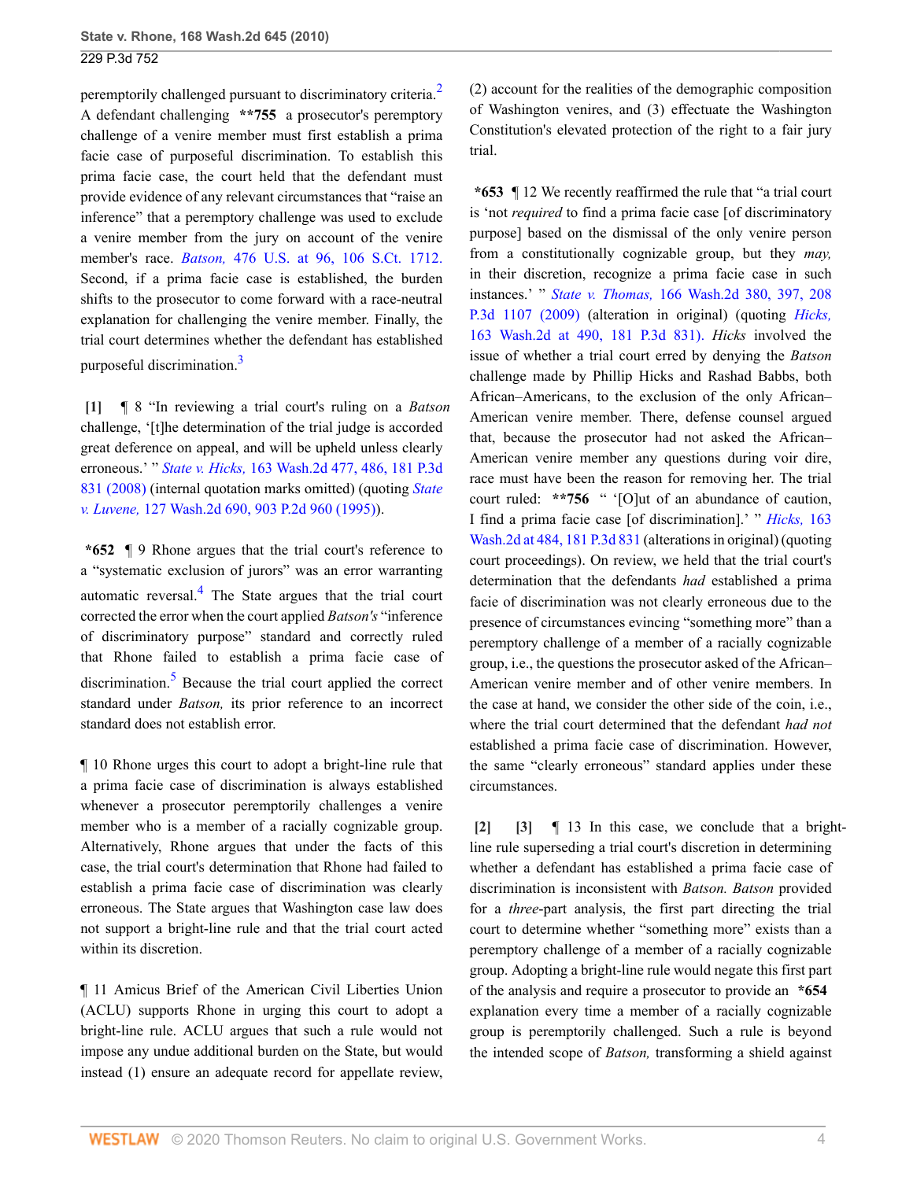peremptorily challenged pursuant to discriminatory criteria.[2] A defendant challenging **755 a prosecutor's peremptory challenge of a venire member must first establish a prima facie case of purposeful discrimination. To establish this prima facie case, the court held that the defendant must provide evidence of any relevant circumstances that "raise an inference" that a peremptory challenge was used to exclude a venire member from the jury on account of the venire member's race. *Batson,* 476 U.S. at 96, 106 S.Ct. 1712. Second, if a prima facie case is established, the burden shifts to the prosecutor to come forward with a race-neutral explanation for challenging the venire member. Finally, the trial court determines whether the defendant has established purposeful discrimination.[3]

**[1]** ¶ 8 "In reviewing a trial court's ruling on a *Batson* challenge, '[t]he determination of the trial judge is accorded great deference on appeal, and will be upheld unless clearly erroneous.' " *State v. Hicks,* 163 Wash.2d 477, 486, 181 P.3d 831 (2008) (internal quotation marks omitted) (quoting *State v. Luvene,* 127 Wash.2d 690, 903 P.2d 960 (1995)).

**\*652** ¶ 9 Rhone argues that the trial court's reference to a "systematic exclusion of jurors" was an error warranting automatic reversal.[4] The State argues that the trial court corrected the error when the court applied *Batson's* "inference of discriminatory purpose" standard and correctly ruled that Rhone failed to establish a prima facie case of discrimination.[5] Because the trial court applied the correct standard under *Batson,* its prior reference to an incorrect standard does not establish error.

¶ 10 Rhone urges this court to adopt a bright-line rule that a prima facie case of discrimination is always established whenever a prosecutor peremptorily challenges a venire member who is a member of a racially cognizable group. Alternatively, Rhone argues that under the facts of this case, the trial court's determination that Rhone had failed to establish a prima facie case of discrimination was clearly erroneous. The State argues that Washington case law does not support a bright-line rule and that the trial court acted within its discretion.

¶ 11 Amicus Brief of the American Civil Liberties Union (ACLU) supports Rhone in urging this court to adopt a bright-line rule. ACLU argues that such a rule would not impose any undue additional burden on the State, but would instead (1) ensure an adequate record for appellate review, (2) account for the realities of the demographic composition of Washington venires, and (3) effectuate the Washington Constitution's elevated protection of the right to a fair jury trial.

**\*653** ¶ 12 We recently reaffirmed the rule that "a trial court is 'not *required* to find a prima facie case [of discriminatory purpose] based on the dismissal of the only venire person from a constitutionally cognizable group, but they *may,* in their discretion, recognize a prima facie case in such instances.' " *State v. Thomas,* 166 Wash.2d 380, 397, 208 P.3d 1107 (2009) (alteration in original) (quoting *Hicks,* 163 Wash.2d at 490, 181 P.3d 831). *Hicks* involved the issue of whether a trial court erred by denying the *Batson* challenge made by Phillip Hicks and Rashad Babbs, both African–Americans, to the exclusion of the only African–American venire member. There, defense counsel argued that, because the prosecutor had not asked the African–American venire member any questions during voir dire, race must have been the reason for removing her. The trial court ruled: **756 " '[O]ut of an abundance of caution, I find a prima facie case [of discrimination].' " *Hicks,* 163 Wash.2d at 484, 181 P.3d 831 (alterations in original) (quoting court proceedings). On review, we held that the trial court's determination that the defendants *had* established a prima facie of discrimination was not clearly erroneous due to the presence of circumstances evincing "something more" than a peremptory challenge of a member of a racially cognizable group, i.e., the questions the prosecutor asked of the African–American venire member and of other venire members. In the case at hand, we consider the other side of the coin, i.e., where the trial court determined that the defendant *had not* established a prima facie case of discrimination. However, the same "clearly erroneous" standard applies under these circumstances.

**[2]** **[3]** ¶ 13 In this case, we conclude that a bright-line rule superseding a trial court's discretion in determining whether a defendant has established a prima facie case of discrimination is inconsistent with *Batson. Batson* provided for a *three*-part analysis, the first part directing the trial court to determine whether "something more" exists than a peremptory challenge of a member of a racially cognizable group. Adopting a bright-line rule would negate this first part of the analysis and require a prosecutor to provide an **\*654** explanation every time a member of a racially cognizable group is peremptorily challenged. Such a rule is beyond the intended scope of *Batson,* transforming a shield against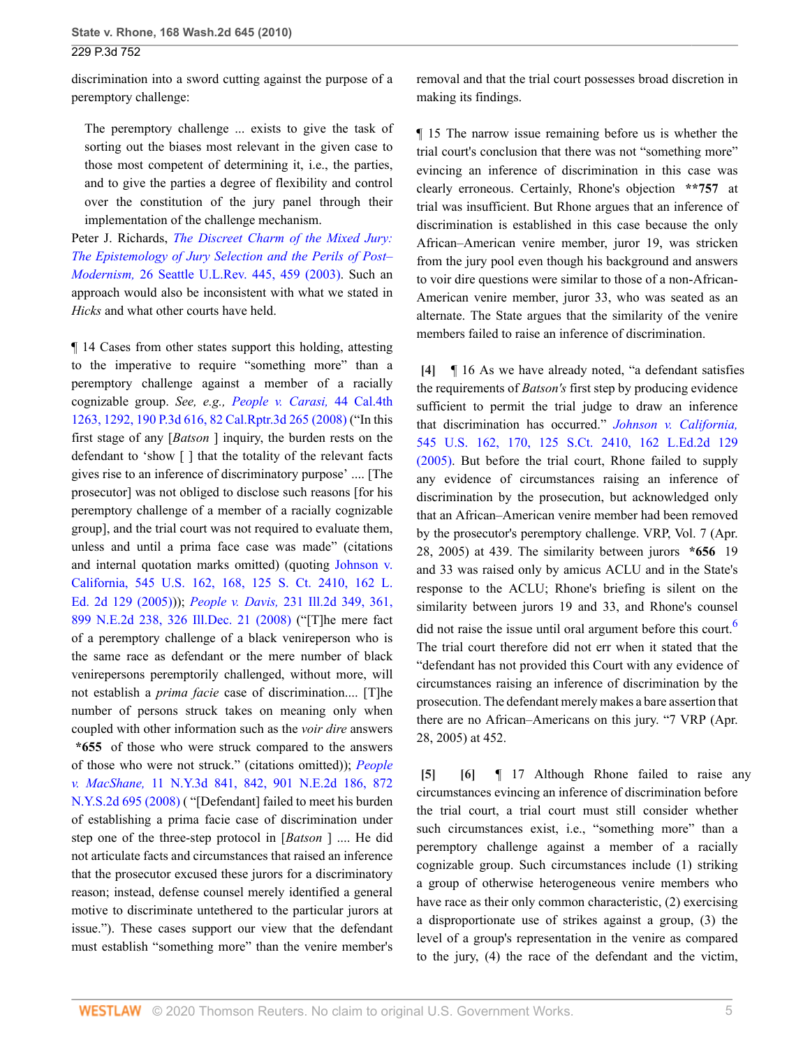discrimination into a sword cutting against the purpose of a peremptory challenge:

> The peremptory challenge ... exists to give the task of sorting out the biases most relevant in the given case to those most competent of determining it, i.e., the parties, and to give the parties a degree of flexibility and control over the constitution of the jury panel through their implementation of the challenge mechanism.

Peter J. Richards, *The Discreet Charm of the Mixed Jury: The Epistemology of Jury Selection and the Perils of Post–Modernism,* 26 Seattle U.L.Rev. 445, 459 (2003). Such an approach would also be inconsistent with what we stated in *Hicks* and what other courts have held.

¶ 14 Cases from other states support this holding, attesting to the imperative to require "something more" than a peremptory challenge against a member of a racially cognizable group. *See, e.g., People v. Carasi,* 44 Cal.4th 1263, 1292, 190 P.3d 616, 82 Cal.Rptr.3d 265 (2008) ("In this first stage of any [*Batson* ] inquiry, the burden rests on the defendant to 'show [ ] that the totality of the relevant facts gives rise to an inference of discriminatory purpose' .... [The prosecutor] was not obliged to disclose such reasons [for his peremptory challenge of a member of a racially cognizable group], and the trial court was not required to evaluate them, unless and until a prima face case was made" (citations and internal quotation marks omitted) (quoting Johnson v. California, 545 U.S. 162, 168, 125 S. Ct. 2410, 162 L. Ed. 2d 129 (2005))); *People v. Davis,* 231 Ill.2d 349, 361, 899 N.E.2d 238, 326 Ill.Dec. 21 (2008) ("[T]he mere fact of a peremptory challenge of a black venireperson who is the same race as defendant or the mere number of black venirepersons peremptorily challenged, without more, will not establish a *prima facie* case of discrimination.... [T]he number of persons struck takes on meaning only when coupled with other information such as the *voir dire* answers **\*655** of those who were struck compared to the answers of those who were not struck." (citations omitted)); *People v. MacShane,* 11 N.Y.3d 841, 842, 901 N.E.2d 186, 872 N.Y.S.2d 695 (2008) ( "[Defendant] failed to meet his burden of establishing a prima facie case of discrimination under step one of the three-step protocol in [*Batson* ] .... He did not articulate facts and circumstances that raised an inference that the prosecutor excused these jurors for a discriminatory reason; instead, defense counsel merely identified a general motive to discriminate untethered to the particular jurors at issue."). These cases support our view that the defendant must establish "something more" than the venire member's removal and that the trial court possesses broad discretion in making its findings.

¶ 15 The narrow issue remaining before us is whether the trial court's conclusion that there was not "something more" evincing an inference of discrimination in this case was clearly erroneous. Certainly, Rhone's objection **\*\*757** at trial was insufficient. But Rhone argues that an inference of discrimination is established in this case because the only African–American venire member, juror 19, was stricken from the jury pool even though his background and answers to voir dire questions were similar to those of a non-African-American venire member, juror 33, who was seated as an alternate. The State argues that the similarity of the venire members failed to raise an inference of discrimination.

**[4]** ¶ 16 As we have already noted, "a defendant satisfies the requirements of *Batson's* first step by producing evidence sufficient to permit the trial judge to draw an inference that discrimination has occurred." *Johnson v. California,* 545 U.S. 162, 170, 125 S.Ct. 2410, 162 L.Ed.2d 129 (2005). But before the trial court, Rhone failed to supply any evidence of circumstances raising an inference of discrimination by the prosecution, but acknowledged only that an African–American venire member had been removed by the prosecutor's peremptory challenge. VRP, Vol. 7 (Apr. 28, 2005) at 439. The similarity between jurors **\*656** 19 and 33 was raised only by amicus ACLU and in the State's response to the ACLU; Rhone's briefing is silent on the similarity between jurors 19 and 33, and Rhone's counsel did not raise the issue until oral argument before this court.[6] The trial court therefore did not err when it stated that the "defendant has not provided this Court with any evidence of circumstances raising an inference of discrimination by the prosecution. The defendant merely makes a bare assertion that there are no African–Americans on this jury. "7 VRP (Apr. 28, 2005) at 452.

**[5]** **[6]** ¶ 17 Although Rhone failed to raise any circumstances evincing an inference of discrimination before the trial court, a trial court must still consider whether such circumstances exist, i.e., "something more" than a peremptory challenge against a member of a racially cognizable group. Such circumstances include (1) striking a group of otherwise heterogeneous venire members who have race as their only common characteristic, (2) exercising a disproportionate use of strikes against a group, (3) the level of a group's representation in the venire as compared to the jury, (4) the race of the defendant and the victim,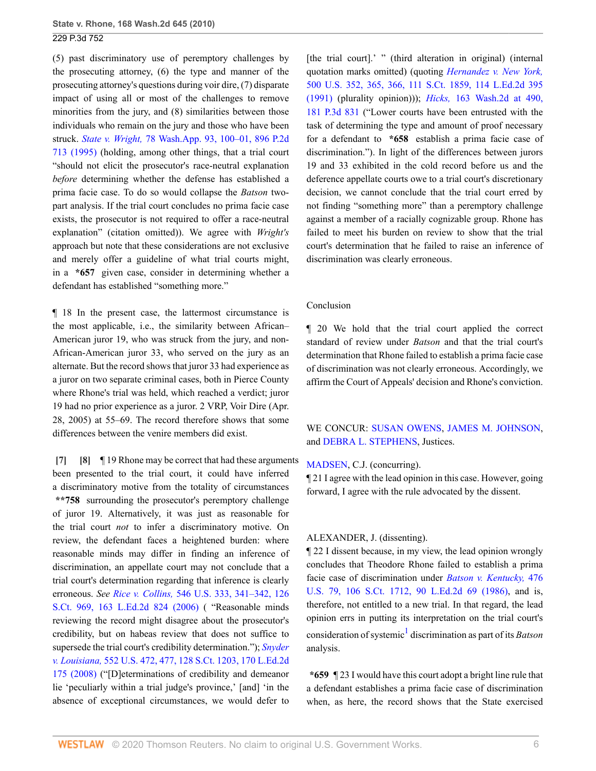(5) past discriminatory use of peremptory challenges by the prosecuting attorney, (6) the type and manner of the prosecuting attorney's questions during voir dire, (7) disparate impact of using all or most of the challenges to remove minorities from the jury, and (8) similarities between those individuals who remain on the jury and those who have been struck. *State v. Wright,* 78 Wash.App. 93, 100–01, 896 P.2d 713 (1995) (holding, among other things, that a trial court "should not elicit the prosecutor's race-neutral explanation *before* determining whether the defense has established a prima facie case. To do so would collapse the *Batson* two-part analysis. If the trial court concludes no prima facie case exists, the prosecutor is not required to offer a race-neutral explanation" (citation omitted)). We agree with *Wright's* approach but note that these considerations are not exclusive and merely offer a guideline of what trial courts might, in a **\*657** given case, consider in determining whether a defendant has established "something more."

¶ 18 In the present case, the lattermost circumstance is the most applicable, i.e., the similarity between African–American juror 19, who was struck from the jury, and non-African-American juror 33, who served on the jury as an alternate. But the record shows that juror 33 had experience as a juror on two separate criminal cases, both in Pierce County where Rhone's trial was held, which reached a verdict; juror 19 had no prior experience as a juror. 2 VRP, Voir Dire (Apr. 28, 2005) at 55–69. The record therefore shows that some differences between the venire members did exist.

**[7] [8]** ¶ 19 Rhone may be correct that had these arguments been presented to the trial court, it could have inferred a discriminatory motive from the totality of circumstances **\*\*758** surrounding the prosecutor's peremptory challenge of juror 19. Alternatively, it was just as reasonable for the trial court *not* to infer a discriminatory motive. On review, the defendant faces a heightened burden: where reasonable minds may differ in finding an inference of discrimination, an appellate court may not conclude that a trial court's determination regarding that inference is clearly erroneous. *See Rice v. Collins,* 546 U.S. 333, 341–342, 126 S.Ct. 969, 163 L.Ed.2d 824 (2006) ( "Reasonable minds reviewing the record might disagree about the prosecutor's credibility, but on habeas review that does not suffice to supersede the trial court's credibility determination."); *Snyder v. Louisiana,* 552 U.S. 472, 477, 128 S.Ct. 1203, 170 L.Ed.2d 175 (2008) ("[D]eterminations of credibility and demeanor lie 'peculiarly within a trial judge's province,' [and] 'in the absence of exceptional circumstances, we would defer to [the trial court].' " (third alteration in original) (internal quotation marks omitted) (quoting *Hernandez v. New York,* 500 U.S. 352, 365, 366, 111 S.Ct. 1859, 114 L.Ed.2d 395 (1991) (plurality opinion))); *Hicks,* 163 Wash.2d at 490, 181 P.3d 831 ("Lower courts have been entrusted with the task of determining the type and amount of proof necessary for a defendant to **\*658** establish a prima facie case of discrimination."). In light of the differences between jurors 19 and 33 exhibited in the cold record before us and the deference appellate courts owe to a trial court's discretionary decision, we cannot conclude that the trial court erred by not finding "something more" than a peremptory challenge against a member of a racially cognizable group. Rhone has failed to meet his burden on review to show that the trial court's determination that he failed to raise an inference of discrimination was clearly erroneous.

## Conclusion

¶ 20 We hold that the trial court applied the correct standard of review under *Batson* and that the trial court's determination that Rhone failed to establish a prima facie case of discrimination was not clearly erroneous. Accordingly, we affirm the Court of Appeals' decision and Rhone's conviction.

WE CONCUR: SUSAN OWENS, JAMES M. JOHNSON, and DEBRA L. STEPHENS, Justices.

MADSEN, C.J. (concurring).

¶ 21 I agree with the lead opinion in this case. However, going forward, I agree with the rule advocated by the dissent.

ALEXANDER, J. (dissenting).

¶ 22 I dissent because, in my view, the lead opinion wrongly concludes that Theodore Rhone failed to establish a prima facie case of discrimination under *Batson v. Kentucky,* 476 U.S. 79, 106 S.Ct. 1712, 90 L.Ed.2d 69 (1986), and is, therefore, not entitled to a new trial. In that regard, the lead opinion errs in putting its interpretation on the trial court's consideration of systemic[1] discrimination as part of its *Batson* analysis.

**\*659** ¶ 23 I would have this court adopt a bright line rule that a defendant establishes a prima facie case of discrimination when, as here, the record shows that the State exercised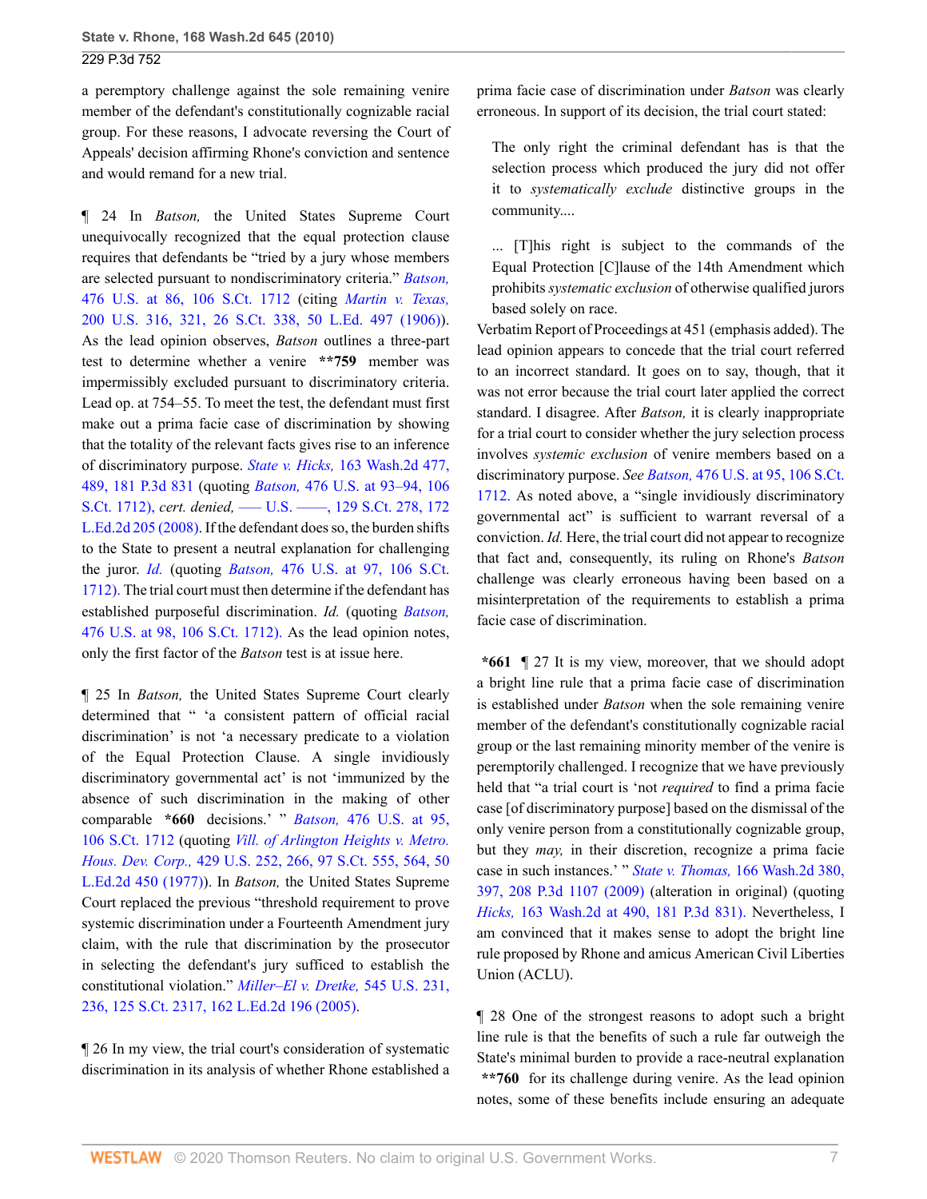a peremptory challenge against the sole remaining venire member of the defendant's constitutionally cognizable racial group. For these reasons, I advocate reversing the Court of Appeals' decision affirming Rhone's conviction and sentence and would remand for a new trial.

¶ 24 In *Batson,* the United States Supreme Court unequivocally recognized that the equal protection clause requires that defendants be "tried by a jury whose members are selected pursuant to nondiscriminatory criteria." *Batson,* 476 U.S. at 86, 106 S.Ct. 1712 (citing *Martin v. Texas,* 200 U.S. 316, 321, 26 S.Ct. 338, 50 L.Ed. 497 (1906)). As the lead opinion observes, *Batson* outlines a three-part test to determine whether a venire **759 member was impermissibly excluded pursuant to discriminatory criteria. Lead op. at 754–55. To meet the test, the defendant must first make out a prima facie case of discrimination by showing that the totality of the relevant facts gives rise to an inference of discriminatory purpose. *State v. Hicks,* 163 Wash.2d 477, 489, 181 P.3d 831 (quoting *Batson,* 476 U.S. at 93–94, 106 S.Ct. 1712), *cert. denied,* ––– U.S. ––––, 129 S.Ct. 278, 172 L.Ed.2d 205 (2008). If the defendant does so, the burden shifts to the State to present a neutral explanation for challenging the juror. *Id.* (quoting *Batson,* 476 U.S. at 97, 106 S.Ct. 1712). The trial court must then determine if the defendant has established purposeful discrimination. *Id.* (quoting *Batson,* 476 U.S. at 98, 106 S.Ct. 1712). As the lead opinion notes, only the first factor of the *Batson* test is at issue here.

¶ 25 In *Batson,* the United States Supreme Court clearly determined that " 'a consistent pattern of official racial discrimination' is not 'a necessary predicate to a violation of the Equal Protection Clause. A single invidiously discriminatory governmental act' is not 'immunized by the absence of such discrimination in the making of other comparable *660 decisions.' " *Batson,* 476 U.S. at 95, 106 S.Ct. 1712 (quoting *Vill. of Arlington Heights v. Metro. Hous. Dev. Corp.,* 429 U.S. 252, 266, 97 S.Ct. 555, 564, 50 L.Ed.2d 450 (1977)). In *Batson,* the United States Supreme Court replaced the previous "threshold requirement to prove systemic discrimination under a Fourteenth Amendment jury claim, with the rule that discrimination by the prosecutor in selecting the defendant's jury sufficed to establish the constitutional violation." *Miller–El v. Dretke,* 545 U.S. 231, 236, 125 S.Ct. 2317, 162 L.Ed.2d 196 (2005).

¶ 26 In my view, the trial court's consideration of systematic discrimination in its analysis of whether Rhone established a prima facie case of discrimination under *Batson* was clearly erroneous. In support of its decision, the trial court stated:

> The only right the criminal defendant has is that the selection process which produced the jury did not offer it to *systematically exclude* distinctive groups in the community....
>
> ... [T]his right is subject to the commands of the Equal Protection [C]lause of the 14th Amendment which prohibits *systematic exclusion* of otherwise qualified jurors based solely on race.

Verbatim Report of Proceedings at 451 (emphasis added). The lead opinion appears to concede that the trial court referred to an incorrect standard. It goes on to say, though, that it was not error because the trial court later applied the correct standard. I disagree. After *Batson,* it is clearly inappropriate for a trial court to consider whether the jury selection process involves *systemic exclusion* of venire members based on a discriminatory purpose. *See Batson,* 476 U.S. at 95, 106 S.Ct. 1712. As noted above, a "single invidiously discriminatory governmental act" is sufficient to warrant reversal of a conviction. *Id.* Here, the trial court did not appear to recognize that fact and, consequently, its ruling on Rhone's *Batson* challenge was clearly erroneous having been based on a misinterpretation of the requirements to establish a prima facie case of discrimination.

*661 ¶ 27 It is my view, moreover, that we should adopt a bright line rule that a prima facie case of discrimination is established under *Batson* when the sole remaining venire member of the defendant's constitutionally cognizable racial group or the last remaining minority member of the venire is peremptorily challenged. I recognize that we have previously held that "a trial court is 'not *required* to find a prima facie case [of discriminatory purpose] based on the dismissal of the only venire person from a constitutionally cognizable group, but they *may,* in their discretion, recognize a prima facie case in such instances.' " *State v. Thomas,* 166 Wash.2d 380, 397, 208 P.3d 1107 (2009) (alteration in original) (quoting *Hicks,* 163 Wash.2d at 490, 181 P.3d 831). Nevertheless, I am convinced that it makes sense to adopt the bright line rule proposed by Rhone and amicus American Civil Liberties Union (ACLU).

¶ 28 One of the strongest reasons to adopt such a bright line rule is that the benefits of such a rule far outweigh the State's minimal burden to provide a race-neutral explanation **760 for its challenge during venire. As the lead opinion notes, some of these benefits include ensuring an adequate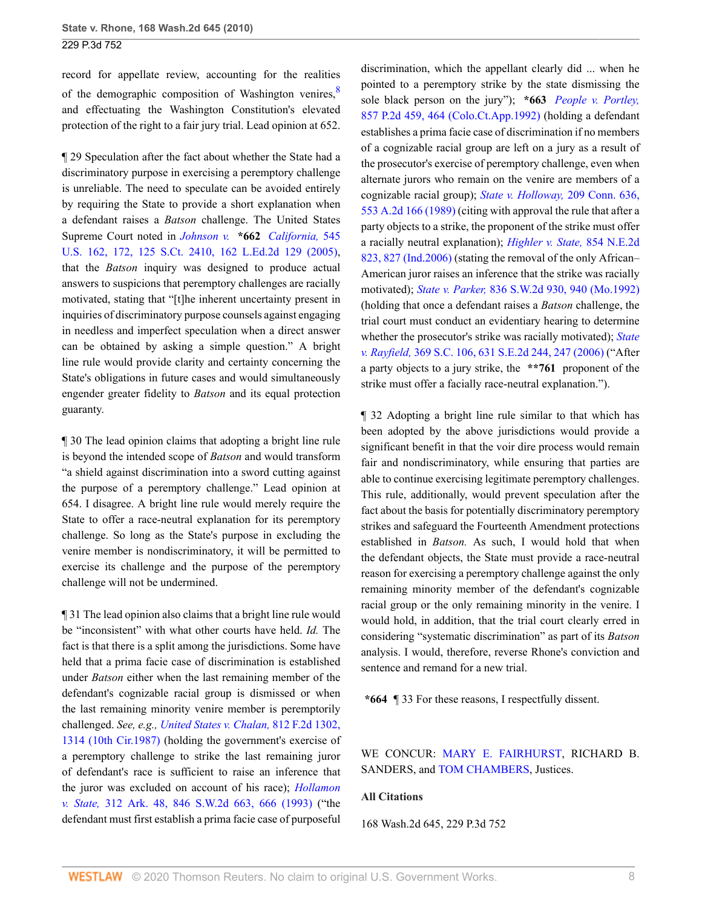record for appellate review, accounting for the realities of the demographic composition of Washington venires,[8] and effectuating the Washington Constitution's elevated protection of the right to a fair jury trial. Lead opinion at 652.

¶ 29 Speculation after the fact about whether the State had a discriminatory purpose in exercising a peremptory challenge is unreliable. The need to speculate can be avoided entirely by requiring the State to provide a short explanation when a defendant raises a *Batson* challenge. The United States Supreme Court noted in *Johnson v.* **\*662** *California,* 545 U.S. 162, 172, 125 S.Ct. 2410, 162 L.Ed.2d 129 (2005), that the *Batson* inquiry was designed to produce actual answers to suspicions that peremptory challenges are racially motivated, stating that "[t]he inherent uncertainty present in inquiries of discriminatory purpose counsels against engaging in needless and imperfect speculation when a direct answer can be obtained by asking a simple question." A bright line rule would provide clarity and certainty concerning the State's obligations in future cases and would simultaneously engender greater fidelity to *Batson* and its equal protection guaranty.

¶ 30 The lead opinion claims that adopting a bright line rule is beyond the intended scope of *Batson* and would transform "a shield against discrimination into a sword cutting against the purpose of a peremptory challenge." Lead opinion at 654. I disagree. A bright line rule would merely require the State to offer a race-neutral explanation for its peremptory challenge. So long as the State's purpose in excluding the venire member is nondiscriminatory, it will be permitted to exercise its challenge and the purpose of the peremptory challenge will not be undermined.

¶ 31 The lead opinion also claims that a bright line rule would be "inconsistent" with what other courts have held. *Id.* The fact is that there is a split among the jurisdictions. Some have held that a prima facie case of discrimination is established under *Batson* either when the last remaining member of the defendant's cognizable racial group is dismissed or when the last remaining minority venire member is peremptorily challenged. *See, e.g., United States v. Chalan,* 812 F.2d 1302, 1314 (10th Cir.1987) (holding the government's exercise of a peremptory challenge to strike the last remaining juror of defendant's race is sufficient to raise an inference that the juror was excluded on account of his race); *Hollamon v. State,* 312 Ark. 48, 846 S.W.2d 663, 666 (1993) ("the defendant must first establish a prima facie case of purposeful discrimination, which the appellant clearly did ... when he pointed to a peremptory strike by the state dismissing the sole black person on the jury"); **\*663** *People v. Portley,* 857 P.2d 459, 464 (Colo.Ct.App.1992) (holding a defendant establishes a prima facie case of discrimination if no members of a cognizable racial group are left on a jury as a result of the prosecutor's exercise of peremptory challenge, even when alternate jurors who remain on the venire are members of a cognizable racial group); *State v. Holloway,* 209 Conn. 636, 553 A.2d 166 (1989) (citing with approval the rule that after a party objects to a strike, the proponent of the strike must offer a racially neutral explanation); *Highler v. State,* 854 N.E.2d 823, 827 (Ind.2006) (stating the removal of the only African–American juror raises an inference that the strike was racially motivated); *State v. Parker,* 836 S.W.2d 930, 940 (Mo.1992) (holding that once a defendant raises a *Batson* challenge, the trial court must conduct an evidentiary hearing to determine whether the prosecutor's strike was racially motivated); *State v. Rayfield,* 369 S.C. 106, 631 S.E.2d 244, 247 (2006) ("After a party objects to a jury strike, the **\*\*761** proponent of the strike must offer a facially race-neutral explanation.").

¶ 32 Adopting a bright line rule similar to that which has been adopted by the above jurisdictions would provide a significant benefit in that the voir dire process would remain fair and nondiscriminatory, while ensuring that parties are able to continue exercising legitimate peremptory challenges. This rule, additionally, would prevent speculation after the fact about the basis for potentially discriminatory peremptory strikes and safeguard the Fourteenth Amendment protections established in *Batson.* As such, I would hold that when the defendant objects, the State must provide a race-neutral reason for exercising a peremptory challenge against the only remaining minority member of the defendant's cognizable racial group or the only remaining minority in the venire. I would hold, in addition, that the trial court clearly erred in considering "systematic discrimination" as part of its *Batson* analysis. I would, therefore, reverse Rhone's conviction and sentence and remand for a new trial.

**\*664** ¶ 33 For these reasons, I respectfully dissent.

WE CONCUR: MARY E. FAIRHURST, RICHARD B. SANDERS, and TOM CHAMBERS, Justices.

**All Citations**

168 Wash.2d 645, 229 P.3d 752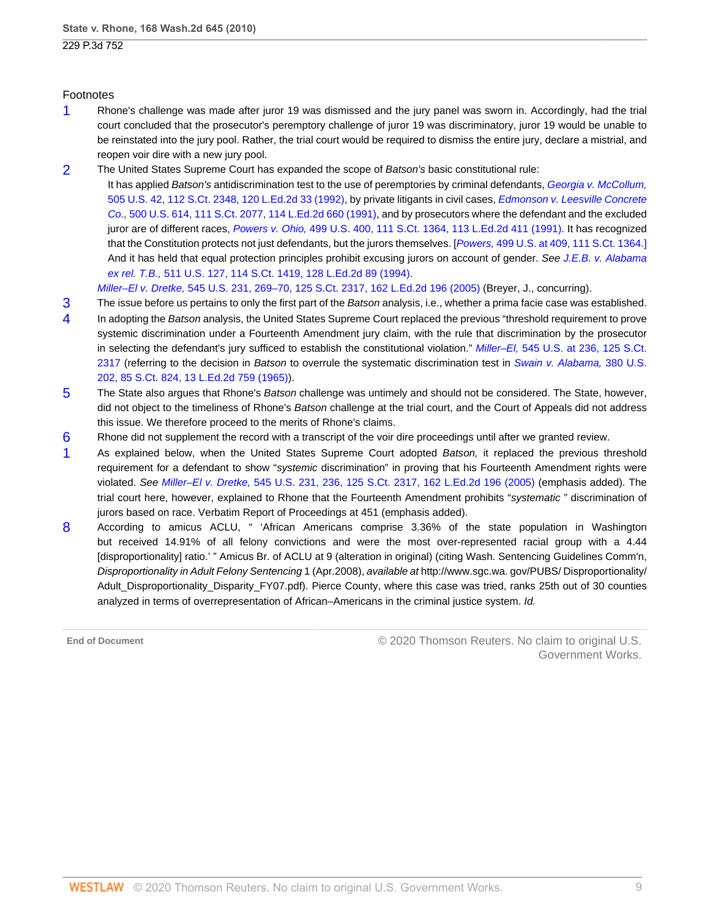Footnotes

1 Rhone's challenge was made after juror 19 was dismissed and the jury panel was sworn in. Accordingly, had the trial court concluded that the prosecutor's peremptory challenge of juror 19 was discriminatory, juror 19 would be unable to be reinstated into the jury pool. Rather, the trial court would be required to dismiss the entire jury, declare a mistrial, and reopen voir dire with a new jury pool.

2 The United States Supreme Court has expanded the scope of *Batson's* basic constitutional rule:

> It has applied *Batson's* antidiscrimination test to the use of peremptories by criminal defendants, *Georgia v. McCollum,* 505 U.S. 42, 112 S.Ct. 2348, 120 L.Ed.2d 33 (1992), by private litigants in civil cases, *Edmonson v. Leesville Concrete Co.,* 500 U.S. 614, 111 S.Ct. 2077, 114 L.Ed.2d 660 (1991), and by prosecutors where the defendant and the excluded juror are of different races, *Powers v. Ohio,* 499 U.S. 400, 111 S.Ct. 1364, 113 L.Ed.2d 411 (1991). It has recognized that the Constitution protects not just defendants, but the jurors themselves. [*Powers,* 499 U.S. at 409, 111 S.Ct. 1364.] And it has held that equal protection principles prohibit excusing jurors on account of gender. *See J.E.B. v. Alabama ex rel. T.B.,* 511 U.S. 127, 114 S.Ct. 1419, 128 L.Ed.2d 89 (1994).

*Miller–El v. Dretke,* 545 U.S. 231, 269–70, 125 S.Ct. 2317, 162 L.Ed.2d 196 (2005) (Breyer, J., concurring).

3 The issue before us pertains to only the first part of the *Batson* analysis, i.e., whether a prima facie case was established.

4 In adopting the *Batson* analysis, the United States Supreme Court replaced the previous "threshold requirement to prove systemic discrimination under a Fourteenth Amendment jury claim, with the rule that discrimination by the prosecutor in selecting the defendant's jury sufficed to establish the constitutional violation." *Miller–El,* 545 U.S. at 236, 125 S.Ct. 2317 (referring to the decision in *Batson* to overrule the systematic discrimination test in *Swain v. Alabama,* 380 U.S. 202, 85 S.Ct. 824, 13 L.Ed.2d 759 (1965)).

5 The State also argues that Rhone's *Batson* challenge was untimely and should not be considered. The State, however, did not object to the timeliness of Rhone's *Batson* challenge at the trial court, and the Court of Appeals did not address this issue. We therefore proceed to the merits of Rhone's claims.

6 Rhone did not supplement the record with a transcript of the voir dire proceedings until after we granted review.

1 As explained below, when the United States Supreme Court adopted *Batson,* it replaced the previous threshold requirement for a defendant to show "*systemic* discrimination" in proving that his Fourteenth Amendment rights were violated. *See Miller–El v. Dretke,* 545 U.S. 231, 236, 125 S.Ct. 2317, 162 L.Ed.2d 196 (2005) (emphasis added). The trial court here, however, explained to Rhone that the Fourteenth Amendment prohibits "*systematic* " discrimination of jurors based on race. Verbatim Report of Proceedings at 451 (emphasis added).

8 According to amicus ACLU, " 'African Americans comprise 3.36% of the state population in Washington but received 14.91% of all felony convictions and were the most over-represented racial group with a 4.44 [disproportionality] ratio.' " Amicus Br. of ACLU at 9 (alteration in original) (citing Wash. Sentencing Guidelines Comm'n, *Disproportionality in Adult Felony Sentencing* 1 (Apr.2008), *available at* http://www.sgc.wa. gov/PUBS/ Disproportionality/ Adult_Disproportionality_Disparity_FY07.pdf). Pierce County, where this case was tried, ranks 25th out of 30 counties analyzed in terms of overrepresentation of African–Americans in the criminal justice system. *Id.*

End of Document © 2020 Thomson Reuters. No claim to original U.S. Government Works.